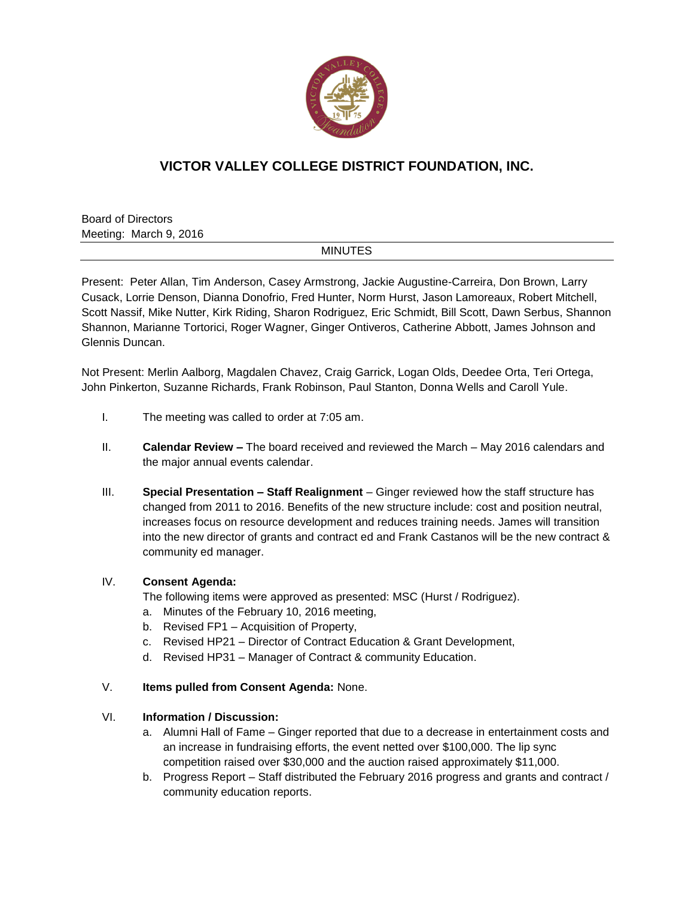# VICTOR VALLEY COLLEGE DISTRICT FOUNDATION, INC.

Board of Directors
Meeting: March 9, 2016

MINUTES

Present: Peter Allan, Tim Anderson, Casey Armstrong, Jackie Augustine-Carreira, Don Brown, Larry Cusack, Lorrie Denson, Dianna Donofrio, Fred Hunter, Norm Hurst, Jason Lamoreaux, Robert Mitchell, Scott Nassif, Mike Nutter, Kirk Riding, Sharon Rodriguez, Eric Schmidt, Bill Scott, Dawn Serbus, Shannon Shannon, Marianne Tortorici, Roger Wagner, Ginger Ontiveros, Catherine Abbott, James Johnson and Glennis Duncan.

Not Present: Merlin Aalborg, Magdalen Chavez, Craig Garrick, Logan Olds, Deedee Orta, Teri Ortega, John Pinkerton, Suzanne Richards, Frank Robinson, Paul Stanton, Donna Wells and Caroll Yule.

I. The meeting was called to order at 7:05 am.

II. **Calendar Review –** The board received and reviewed the March – May 2016 calendars and the major annual events calendar.

III. **Special Presentation – Staff Realignment** – Ginger reviewed how the staff structure has changed from 2011 to 2016. Benefits of the new structure include: cost and position neutral, increases focus on resource development and reduces training needs. James will transition into the new director of grants and contract ed and Frank Castanos will be the new contract & community ed manager.

IV. **Consent Agenda:**
The following items were approved as presented: MSC (Hurst / Rodriguez).
   a. Minutes of the February 10, 2016 meeting,
   b. Revised FP1 – Acquisition of Property,
   c. Revised HP21 – Director of Contract Education & Grant Development,
   d. Revised HP31 – Manager of Contract & community Education.

V. **Items pulled from Consent Agenda:** None.

VI. **Information / Discussion:**
   a. Alumni Hall of Fame – Ginger reported that due to a decrease in entertainment costs and an increase in fundraising efforts, the event netted over $100,000. The lip sync competition raised over $30,000 and the auction raised approximately $11,000.
   b. Progress Report – Staff distributed the February 2016 progress and grants and contract / community education reports.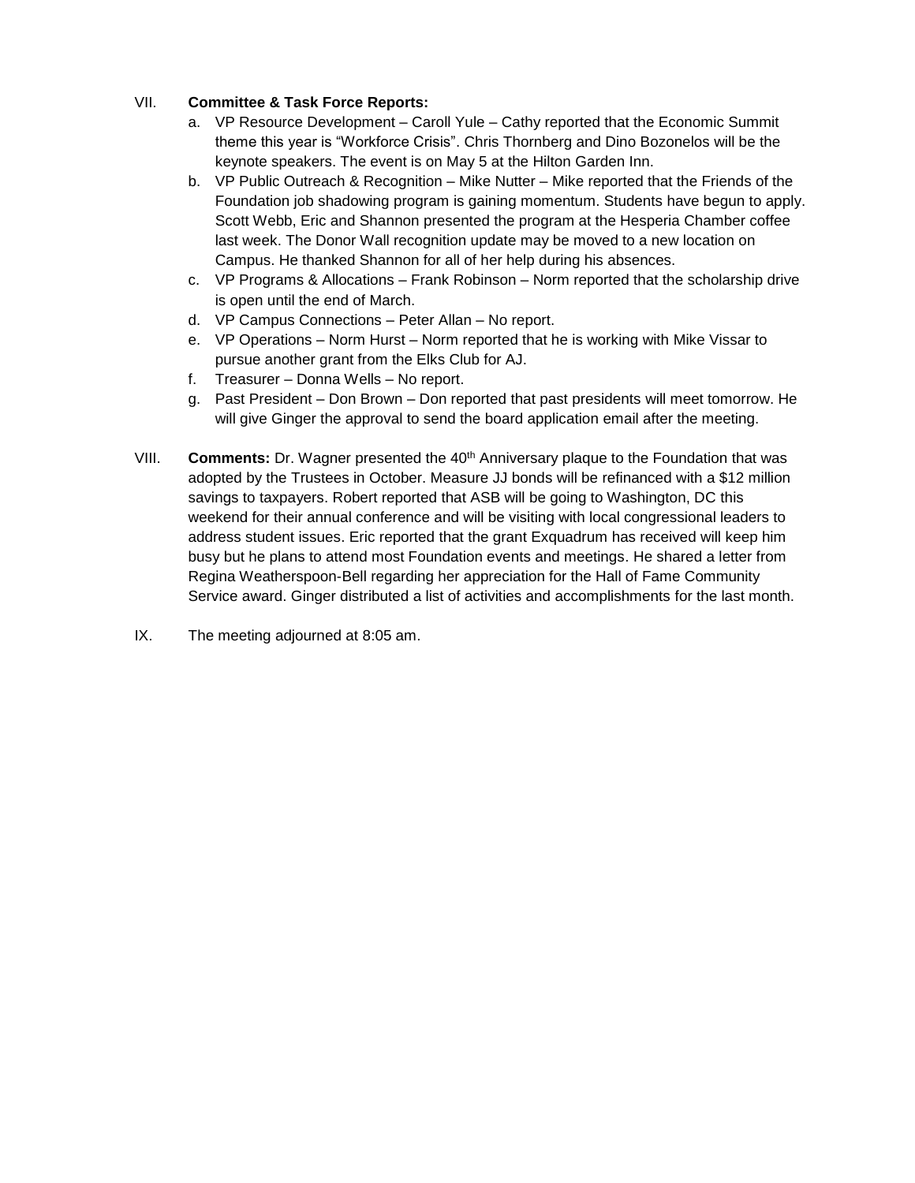VII. **Committee & Task Force Reports:**

a. VP Resource Development – Caroll Yule – Cathy reported that the Economic Summit theme this year is "Workforce Crisis". Chris Thornberg and Dino Bozonelos will be the keynote speakers. The event is on May 5 at the Hilton Garden Inn.

b. VP Public Outreach & Recognition – Mike Nutter – Mike reported that the Friends of the Foundation job shadowing program is gaining momentum. Students have begun to apply. Scott Webb, Eric and Shannon presented the program at the Hesperia Chamber coffee last week. The Donor Wall recognition update may be moved to a new location on Campus. He thanked Shannon for all of her help during his absences.

c. VP Programs & Allocations – Frank Robinson – Norm reported that the scholarship drive is open until the end of March.

d. VP Campus Connections – Peter Allan – No report.

e. VP Operations – Norm Hurst – Norm reported that he is working with Mike Vissar to pursue another grant from the Elks Club for AJ.

f. Treasurer – Donna Wells – No report.

g. Past President – Don Brown – Don reported that past presidents will meet tomorrow. He will give Ginger the approval to send the board application email after the meeting.

VIII. **Comments:** Dr. Wagner presented the 40th Anniversary plaque to the Foundation that was adopted by the Trustees in October. Measure JJ bonds will be refinanced with a $12 million savings to taxpayers. Robert reported that ASB will be going to Washington, DC this weekend for their annual conference and will be visiting with local congressional leaders to address student issues. Eric reported that the grant Exquadrum has received will keep him busy but he plans to attend most Foundation events and meetings. He shared a letter from Regina Weatherspoon-Bell regarding her appreciation for the Hall of Fame Community Service award. Ginger distributed a list of activities and accomplishments for the last month.

IX. The meeting adjourned at 8:05 am.